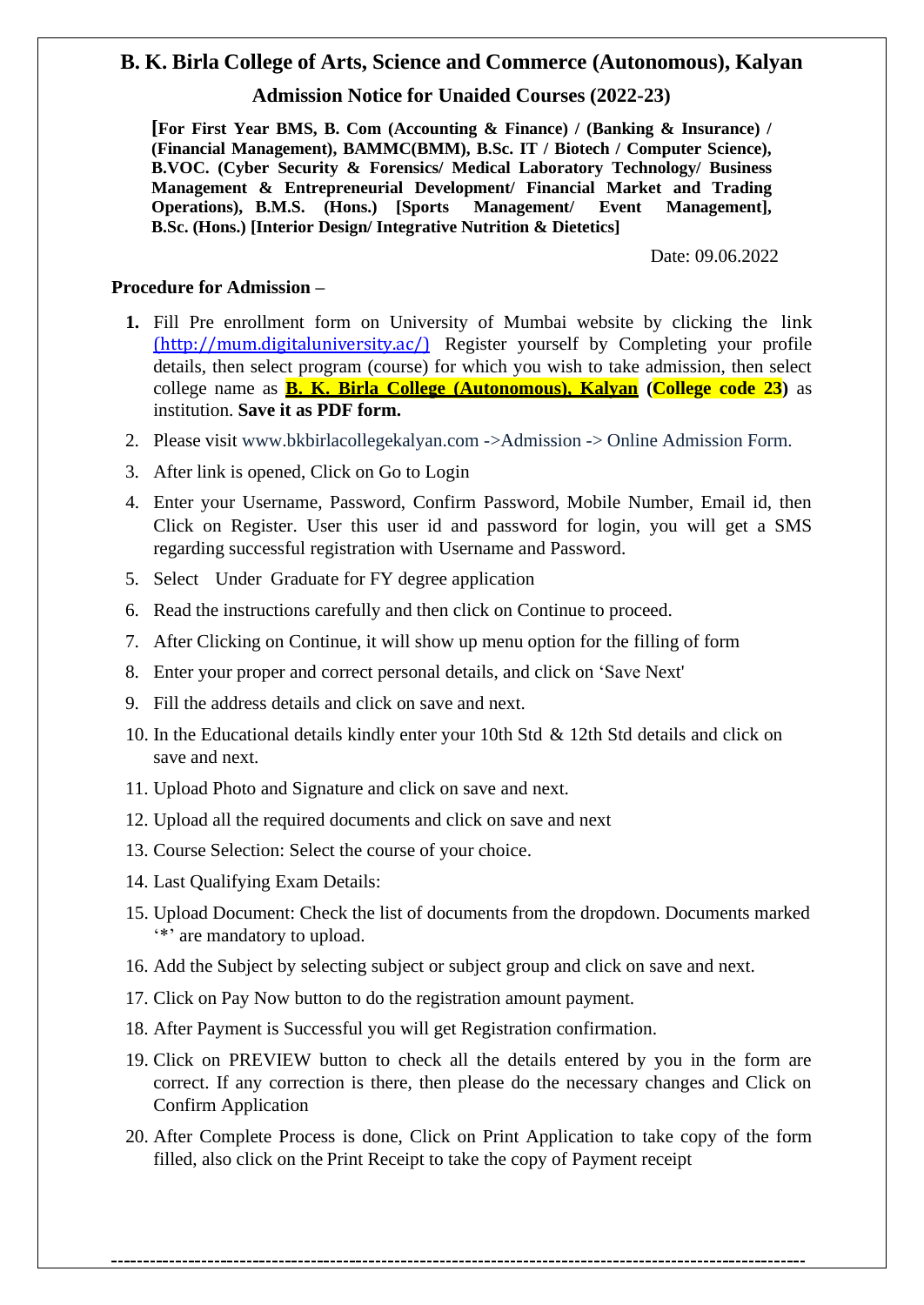# B. K. Birla College of Arts, Science and Commerce (Autonomous), Kalyan

## Admission Notice for Unaided Courses (2022-23)

**[For First Year BMS, B. Com (Accounting & Finance) / (Banking & Insurance) / (Financial Management), BAMMC(BMM), B.Sc. IT / Biotech / Computer Science), B.VOC. (Cyber Security & Forensics/ Medical Laboratory Technology/ Business Management & Entrepreneurial Development/ Financial Market and Trading Operations), B.M.S. (Hons.) [Sports Management/ Event Management], B.Sc. (Hons.) [Interior Design/ Integrative Nutrition & Dietetics]**

Date: 09.06.2022

**Procedure for Admission –**

1. Fill Pre enrollment form on University of Mumbai website by clicking the link (http://mum.digitaluniversity.ac/) Register yourself by Completing your profile details, then select program (course) for which you wish to take admission, then select college name as **B. K. Birla College (Autonomous), Kalyan** **(College code 23)** as institution. **Save it as PDF form.**
2. Please visit www.bkbirlacollegekalyan.com ->Admission -> Online Admission Form.
3. After link is opened, Click on Go to Login
4. Enter your Username, Password, Confirm Password, Mobile Number, Email id, then Click on Register. User this user id and password for login, you will get a SMS regarding successful registration with Username and Password.
5. Select Under Graduate for FY degree application
6. Read the instructions carefully and then click on Continue to proceed.
7. After Clicking on Continue, it will show up menu option for the filling of form
8. Enter your proper and correct personal details, and click on 'Save Next'
9. Fill the address details and click on save and next.
10. In the Educational details kindly enter your 10th Std & 12th Std details and click on save and next.
11. Upload Photo and Signature and click on save and next.
12. Upload all the required documents and click on save and next
13. Course Selection: Select the course of your choice.
14. Last Qualifying Exam Details:
15. Upload Document: Check the list of documents from the dropdown. Documents marked '*' are mandatory to upload.
16. Add the Subject by selecting subject or subject group and click on save and next.
17. Click on Pay Now button to do the registration amount payment.
18. After Payment is Successful you will get Registration confirmation.
19. Click on PREVIEW button to check all the details entered by you in the form are correct. If any correction is there, then please do the necessary changes and Click on Confirm Application
20. After Complete Process is done, Click on Print Application to take copy of the form filled, also click on the Print Receipt to take the copy of Payment receipt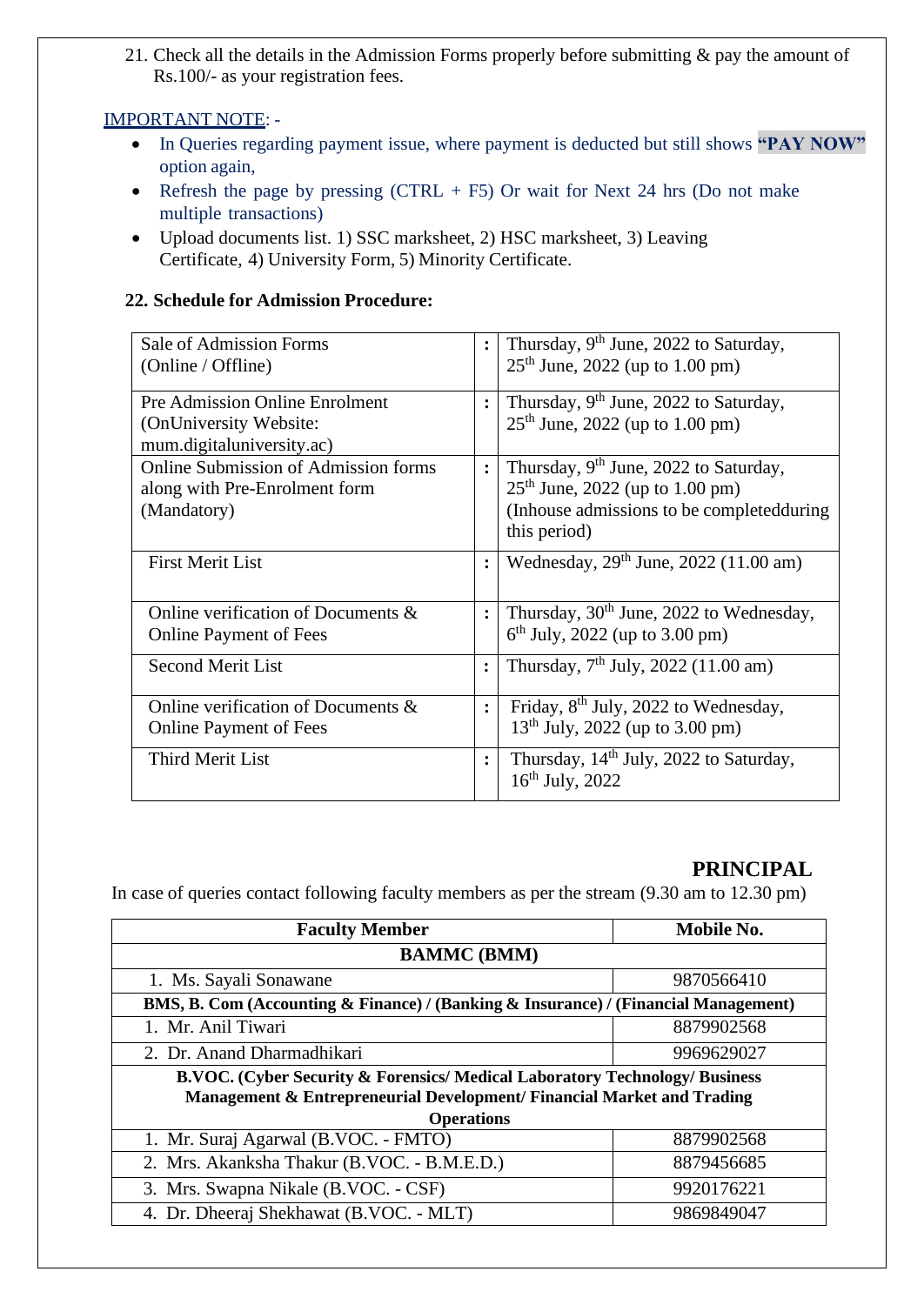21. Check all the details in the Admission Forms properly before submitting & pay the amount of Rs.100/- as your registration fees.

IMPORTANT NOTE: -

- In Queries regarding payment issue, where payment is deducted but still shows **"PAY NOW"** option again,
- Refresh the page by pressing (CTRL + F5) Or wait for Next 24 hrs (Do not make multiple transactions)
- Upload documents list. 1) SSC marksheet, 2) HSC marksheet, 3) Leaving Certificate, 4) University Form, 5) Minority Certificate.

**22. Schedule for Admission Procedure:**

| | | |
|---|---|---|
| Sale of Admission Forms (Online / Offline) | : | Thursday, 9th June, 2022 to Saturday, 25th June, 2022 (up to 1.00 pm) |
| Pre Admission Online Enrolment (OnUniversity Website: mum.digitaluniversity.ac) | : | Thursday, 9th June, 2022 to Saturday, 25th June, 2022 (up to 1.00 pm) |
| Online Submission of Admission forms along with Pre-Enrolment form (Mandatory) | : | Thursday, 9th June, 2022 to Saturday, 25th June, 2022 (up to 1.00 pm) (Inhouse admissions to be completedduring this period) |
| First Merit List | : | Wednesday, 29th June, 2022 (11.00 am) |
| Online verification of Documents & Online Payment of Fees | : | Thursday, 30th June, 2022 to Wednesday, 6th July, 2022 (up to 3.00 pm) |
| Second Merit List | : | Thursday, 7th July, 2022 (11.00 am) |
| Online verification of Documents & Online Payment of Fees | : | Friday, 8th July, 2022 to Wednesday, 13th July, 2022 (up to 3.00 pm) |
| Third Merit List | : | Thursday, 14th July, 2022 to Saturday, 16th July, 2022 |

**PRINCIPAL**

In case of queries contact following faculty members as per the stream (9.30 am to 12.30 pm)

| Faculty Member | Mobile No. |
|---|---|
| **BAMMC (BMM)** | |
| 1. Ms. Sayali Sonawane | 9870566410 |
| **BMS, B. Com (Accounting & Finance) / (Banking & Insurance) / (Financial Management)** | |
| 1. Mr. Anil Tiwari | 8879902568 |
| 2. Dr. Anand Dharmadhikari | 9969629027 |
| **B.VOC. (Cyber Security & Forensics/ Medical Laboratory Technology/ Business Management & Entrepreneurial Development/ Financial Market and Trading Operations** | |
| 1. Mr. Suraj Agarwal (B.VOC. - FMTO) | 8879902568 |
| 2. Mrs. Akanksha Thakur (B.VOC. - B.M.E.D.) | 8879456685 |
| 3. Mrs. Swapna Nikale (B.VOC. - CSF) | 9920176221 |
| 4. Dr. Dheeraj Shekhawat (B.VOC. - MLT) | 9869849047 |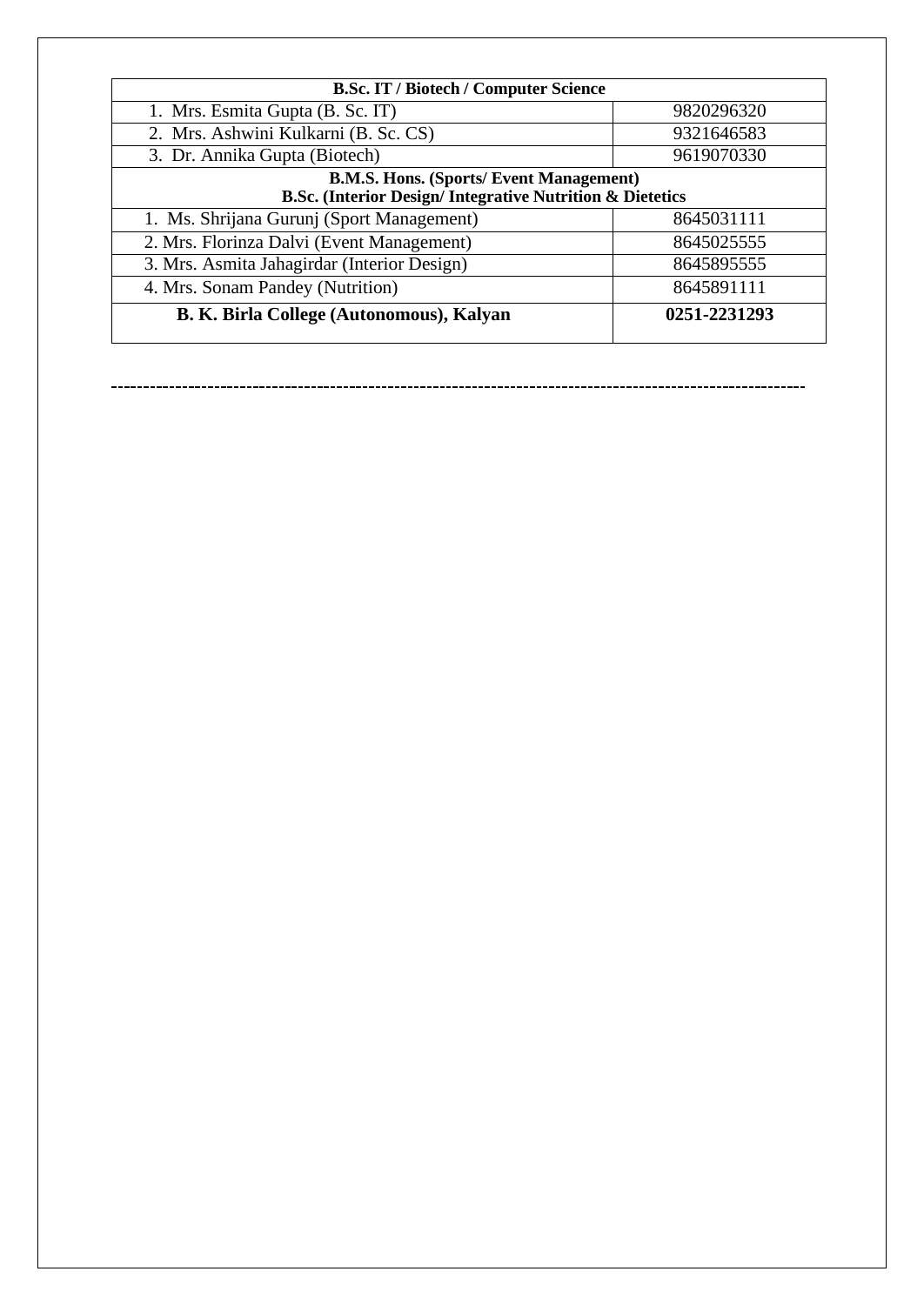| B.Sc. IT / Biotech / Computer Science | |
|---|---|
| 1. Mrs. Esmita Gupta (B. Sc. IT) | 9820296320 |
| 2. Mrs. Ashwini Kulkarni (B. Sc. CS) | 9321646583 |
| 3. Dr. Annika Gupta (Biotech) | 9619070330 |
| **B.M.S. Hons. (Sports/ Event Management)<br>B.Sc. (Interior Design/ Integrative Nutrition & Dietetics** | |
| 1. Ms. Shrijana Gurunj (Sport Management) | 8645031111 |
| 2. Mrs. Florinza Dalvi (Event Management) | 8645025555 |
| 3. Mrs. Asmita Jahagirdar (Interior Design) | 8645895555 |
| 4. Mrs. Sonam Pandey (Nutrition) | 8645891111 |
| **B. K. Birla College (Autonomous), Kalyan** | **0251-2231293** |

---